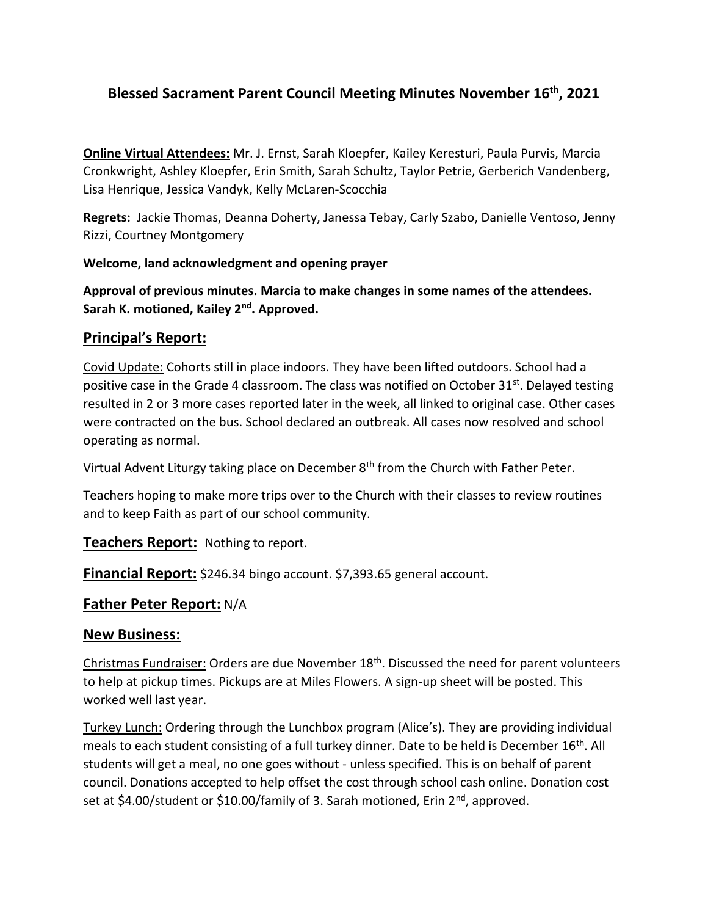# Blessed Sacrament Parent Council Meeting Minutes November 16th, 2021

**Online Virtual Attendees:** Mr. J. Ernst, Sarah Kloepfer, Kailey Keresturi, Paula Purvis, Marcia Cronkwright, Ashley Kloepfer, Erin Smith, Sarah Schultz, Taylor Petrie, Gerberich Vandenberg, Lisa Henrique, Jessica Vandyk, Kelly McLaren-Scocchia

**Regrets:** Jackie Thomas, Deanna Doherty, Janessa Tebay, Carly Szabo, Danielle Ventoso, Jenny Rizzi, Courtney Montgomery

**Welcome, land acknowledgment and opening prayer**

**Approval of previous minutes. Marcia to make changes in some names of the attendees. Sarah K. motioned, Kailey 2nd. Approved.**

## Principal's Report:

Covid Update: Cohorts still in place indoors. They have been lifted outdoors. School had a positive case in the Grade 4 classroom. The class was notified on October 31st. Delayed testing resulted in 2 or 3 more cases reported later in the week, all linked to original case. Other cases were contracted on the bus. School declared an outbreak. All cases now resolved and school operating as normal.

Virtual Advent Liturgy taking place on December 8th from the Church with Father Peter.

Teachers hoping to make more trips over to the Church with their classes to review routines and to keep Faith as part of our school community.

## Teachers Report: Nothing to report.

## Financial Report: $246.34 bingo account. $7,393.65 general account.

## Father Peter Report: N/A

## New Business:

Christmas Fundraiser: Orders are due November 18th. Discussed the need for parent volunteers to help at pickup times. Pickups are at Miles Flowers. A sign-up sheet will be posted. This worked well last year.

Turkey Lunch: Ordering through the Lunchbox program (Alice's). They are providing individual meals to each student consisting of a full turkey dinner. Date to be held is December 16th. All students will get a meal, no one goes without - unless specified. This is on behalf of parent council. Donations accepted to help offset the cost through school cash online. Donation cost set at $4.00/student or $10.00/family of 3. Sarah motioned, Erin 2nd, approved.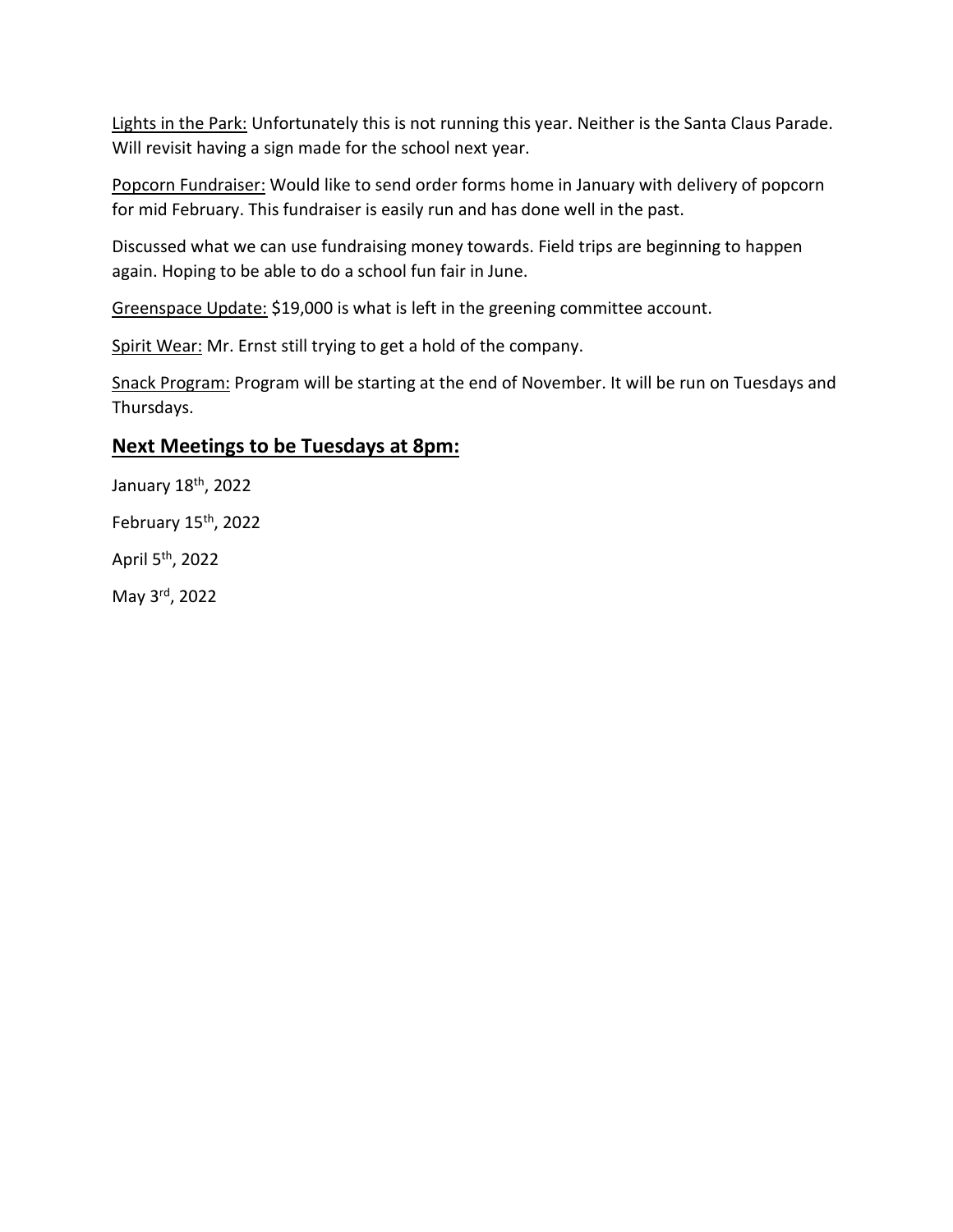Lights in the Park: Unfortunately this is not running this year. Neither is the Santa Claus Parade. Will revisit having a sign made for the school next year.

Popcorn Fundraiser: Would like to send order forms home in January with delivery of popcorn for mid February. This fundraiser is easily run and has done well in the past.

Discussed what we can use fundraising money towards. Field trips are beginning to happen again. Hoping to be able to do a school fun fair in June.

Greenspace Update: $19,000 is what is left in the greening committee account.

Spirit Wear: Mr. Ernst still trying to get a hold of the company.

Snack Program: Program will be starting at the end of November. It will be run on Tuesdays and Thursdays.

## Next Meetings to be Tuesdays at 8pm:

January 18th, 2022

February 15th, 2022

April 5th, 2022

May 3rd, 2022